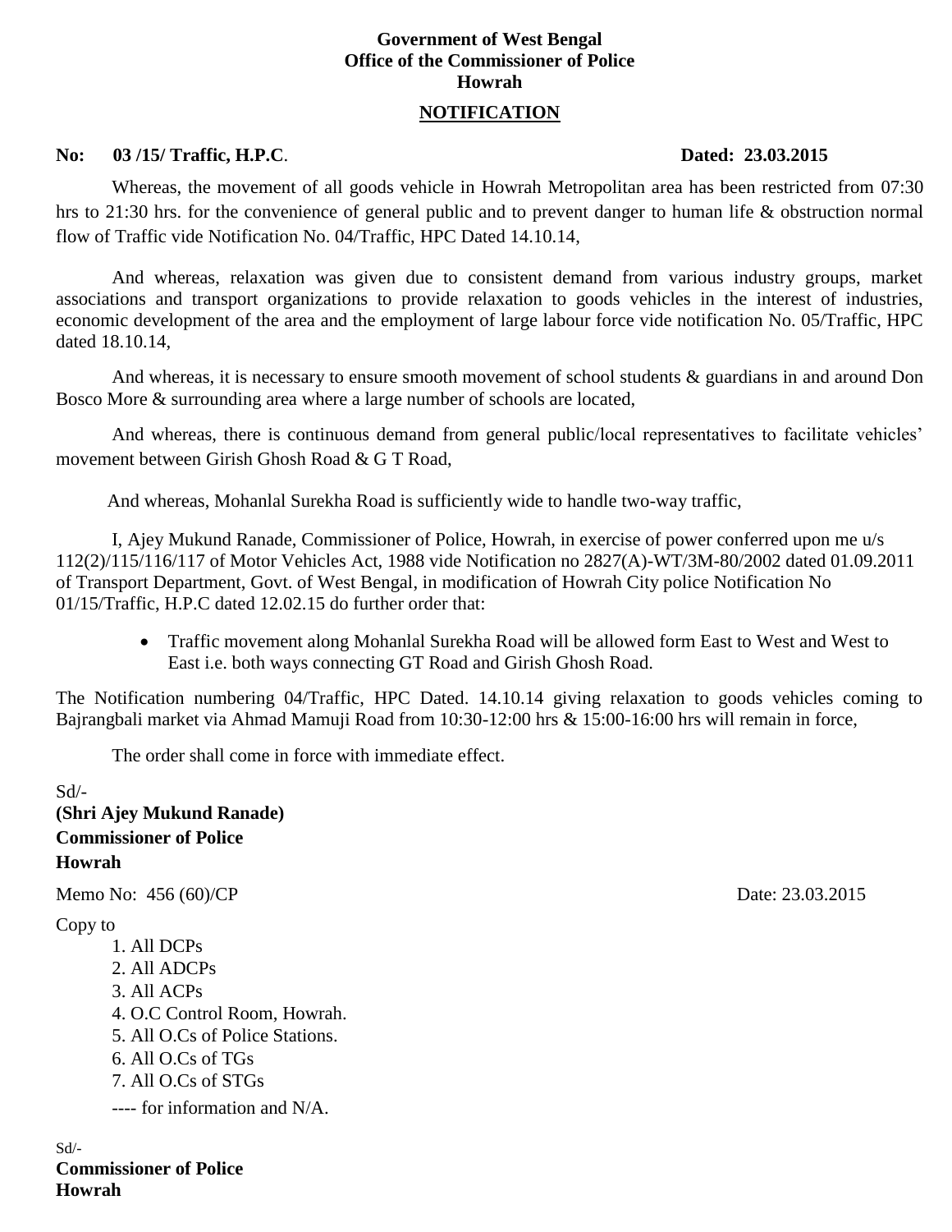**Government of West Bengal**
**Office of the Commissioner of Police**
**Howrah**

## NOTIFICATION

**No: 03 /15/ Traffic, H.P.C.** **Dated: 23.03.2015**

Whereas, the movement of all goods vehicle in Howrah Metropolitan area has been restricted from 07:30 hrs to 21:30 hrs. for the convenience of general public and to prevent danger to human life & obstruction normal flow of Traffic vide Notification No. 04/Traffic, HPC Dated 14.10.14,

And whereas, relaxation was given due to consistent demand from various industry groups, market associations and transport organizations to provide relaxation to goods vehicles in the interest of industries, economic development of the area and the employment of large labour force vide notification No. 05/Traffic, HPC dated 18.10.14,

And whereas, it is necessary to ensure smooth movement of school students & guardians in and around Don Bosco More & surrounding area where a large number of schools are located,

And whereas, there is continuous demand from general public/local representatives to facilitate vehicles' movement between Girish Ghosh Road & G T Road,

And whereas, Mohanlal Surekha Road is sufficiently wide to handle two-way traffic,

I, Ajey Mukund Ranade, Commissioner of Police, Howrah, in exercise of power conferred upon me u/s 112(2)/115/116/117 of Motor Vehicles Act, 1988 vide Notification no 2827(A)-WT/3M-80/2002 dated 01.09.2011 of Transport Department, Govt. of West Bengal, in modification of Howrah City police Notification No 01/15/Traffic, H.P.C dated 12.02.15 do further order that:

- Traffic movement along Mohanlal Surekha Road will be allowed form East to West and West to East i.e. both ways connecting GT Road and Girish Ghosh Road.

The Notification numbering 04/Traffic, HPC Dated. 14.10.14 giving relaxation to goods vehicles coming to Bajrangbali market via Ahmad Mamuji Road from 10:30-12:00 hrs & 15:00-16:00 hrs will remain in force,

The order shall come in force with immediate effect.

Sd/-
**(Shri Ajey Mukund Ranade)**
**Commissioner of Police**
**Howrah**

Memo No: 456 (60)/CP Date: 23.03.2015

Copy to

1. All DCPs
2. All ADCPs
3. All ACPs
4. O.C Control Room, Howrah.
5. All O.Cs of Police Stations.
6. All O.Cs of TGs
7. All O.Cs of STGs

---- for information and N/A.

Sd/-
**Commissioner of Police**
**Howrah**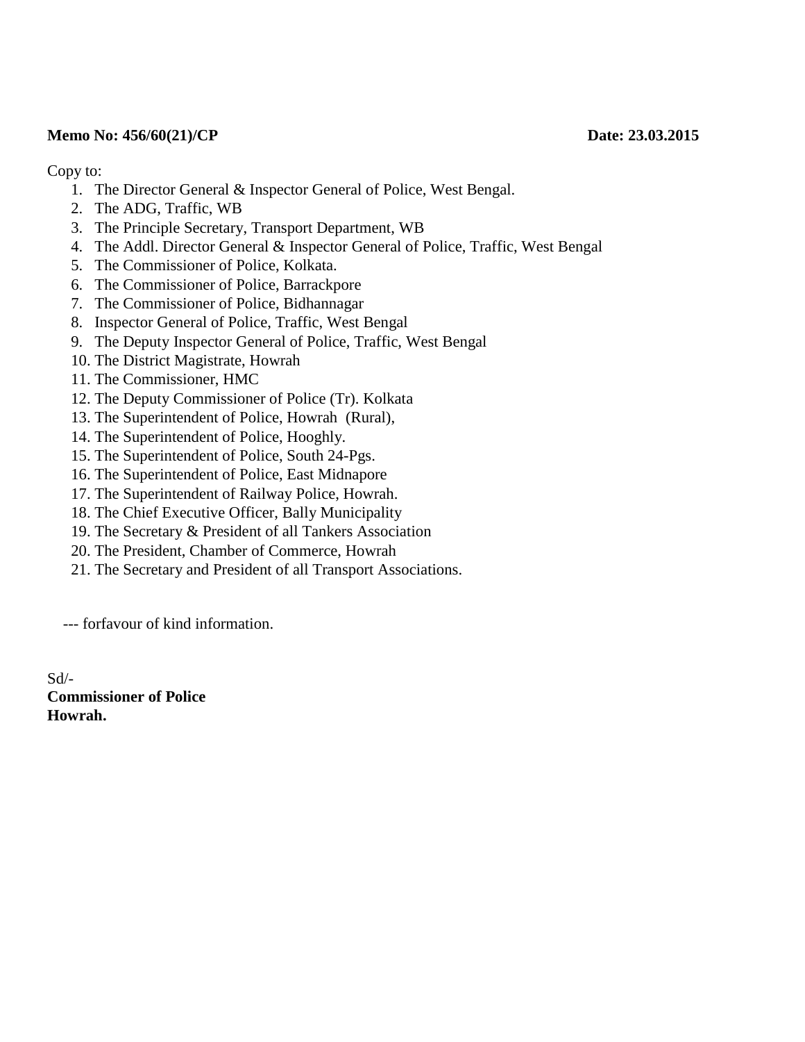**Memo No: 456/60(21)/CP** **Date: 23.03.2015**

Copy to:

1. The Director General & Inspector General of Police, West Bengal.
2. The ADG, Traffic, WB
3. The Principle Secretary, Transport Department, WB
4. The Addl. Director General & Inspector General of Police, Traffic, West Bengal
5. The Commissioner of Police, Kolkata.
6. The Commissioner of Police, Barrackpore
7. The Commissioner of Police, Bidhannagar
8. Inspector General of Police, Traffic, West Bengal
9. The Deputy Inspector General of Police, Traffic, West Bengal
10. The District Magistrate, Howrah
11. The Commissioner, HMC
12. The Deputy Commissioner of Police (Tr). Kolkata
13. The Superintendent of Police, Howrah (Rural),
14. The Superintendent of Police, Hooghly.
15. The Superintendent of Police, South 24-Pgs.
16. The Superintendent of Police, East Midnapore
17. The Superintendent of Railway Police, Howrah.
18. The Chief Executive Officer, Bally Municipality
19. The Secretary & President of all Tankers Association
20. The President, Chamber of Commerce, Howrah
21. The Secretary and President of all Transport Associations.

--- forfavour of kind information.

Sd/-
**Commissioner of Police**
**Howrah.**